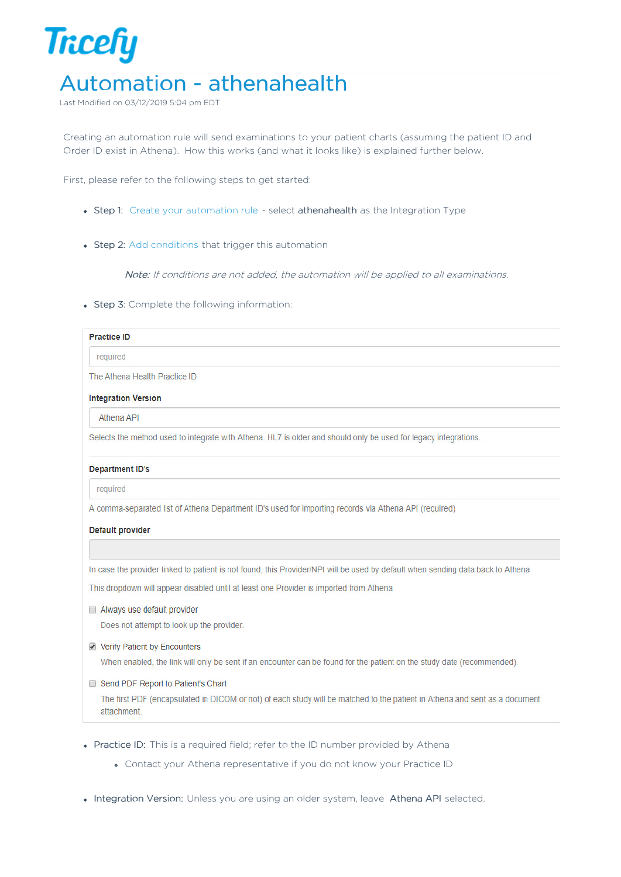Tricefy

# Automation - athenahealth

Last Modified on 03/12/2019 5:04 pm EDT

Creating an automation rule will send examinations to your patient charts (assuming the patient ID and Order ID exist in Athena). How this works (and what it looks like) is explained further below.

First, please refer to the following steps to get started:

- Step 1: Create your automation rule - select **athenahealth** as the Integration Type
- Step 2: Add conditions that trigger this automation

  *Note: If conditions are not added, the automation will be applied to all examinations.*

- Step 3: Complete the following information:

**Practice ID**

required

The Athena Health Practice ID

**Integration Version**

Athena API

Selects the method used to integrate with Athena. HL7 is older and should only be used for legacy integrations.

**Department ID's**

required

A comma-separated list of Athena Department ID's used for importing records via Athena API (required)

**Default provider**

In case the provider linked to patient is not found, this Provider/NPI will be used by default when sending data back to Athena

This dropdown will appear disabled until at least one Provider is imported from Athena

- [ ] Always use default provider

  Does not attempt to look up the provider.

- [x] Verify Patient by Encounters

  When enabled, the link will only be sent if an encounter can be found for the patient on the study date (recommended).

- [ ] Send PDF Report to Patient's Chart

  The first PDF (encapsulated in DICOM or not) of each study will be matched to the patient in Athena and sent as a document attachment.

- Practice ID: This is a required field; refer to the ID number provided by Athena
  - Contact your Athena representative if you do not know your Practice ID
- Integration Version: Unless you are using an older system, leave **Athena API** selected.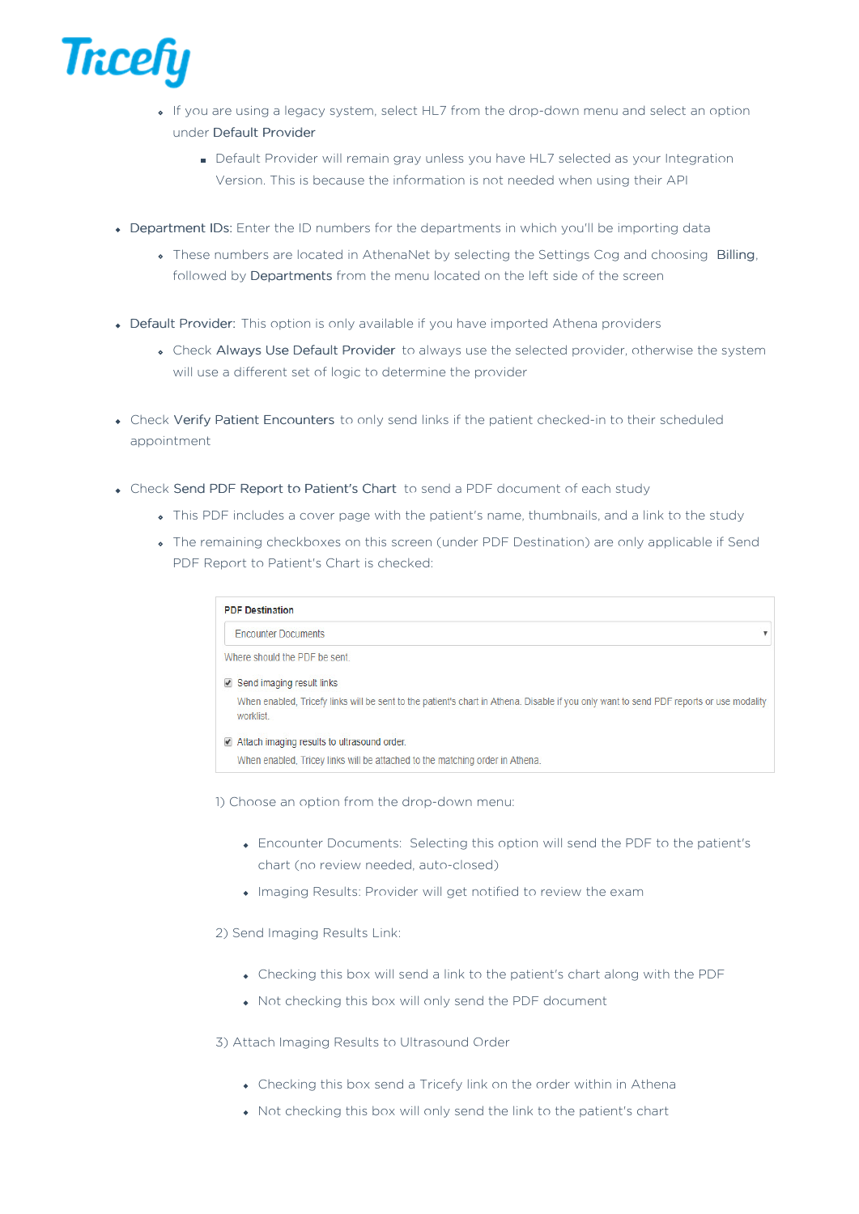- If you are using a legacy system, select HL7 from the drop-down menu and select an option under Default Provider
  - Default Provider will remain gray unless you have HL7 selected as your Integration Version. This is because the information is not needed when using their API

- Department IDs: Enter the ID numbers for the departments in which you'll be importing data
  - These numbers are located in AthenaNet by selecting the Settings Cog and choosing **Billing**, followed by **Departments** from the menu located on the left side of the screen

- Default Provider: This option is only available if you have imported Athena providers
  - Check **Always Use Default Provider** to always use the selected provider, otherwise the system will use a different set of logic to determine the provider

- Check **Verify Patient Encounters** to only send links if the patient checked-in to their scheduled appointment

- Check **Send PDF Report to Patient's Chart** to send a PDF document of each study
  - This PDF includes a cover page with the patient's name, thumbnails, and a link to the study
  - The remaining checkboxes on this screen (under PDF Destination) are only applicable if Send PDF Report to Patient's Chart is checked:

**PDF Destination**

Encounter Documents ▾

Where should the PDF be sent.

☑ Send imaging result links

When enabled, Tricefy links will be sent to the patient's chart in Athena. Disable if you only want to send PDF reports or use modality worklist.

☑ Attach imaging results to ultrasound order.

When enabled, Tricey links will be attached to the matching order in Athena.

1) Choose an option from the drop-down menu:

- Encounter Documents: Selecting this option will send the PDF to the patient's chart (no review needed, auto-closed)
- Imaging Results: Provider will get notified to review the exam

2) Send Imaging Results Link:

- Checking this box will send a link to the patient's chart along with the PDF
- Not checking this box will only send the PDF document

3) Attach Imaging Results to Ultrasound Order

- Checking this box send a Tricefy link on the order within in Athena
- Not checking this box will only send the link to the patient's chart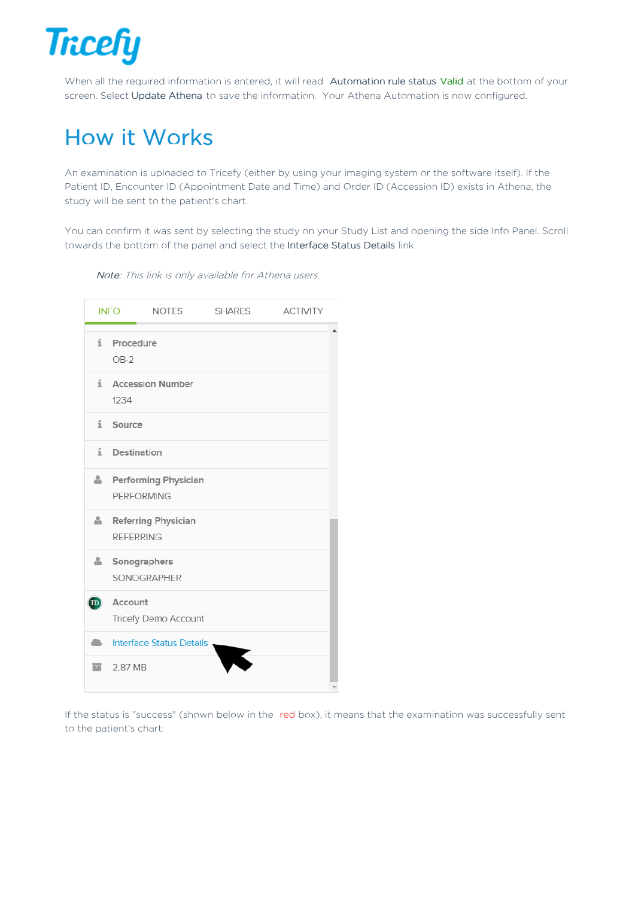When all the required information is entered, it will read Automation rule status Valid at the bottom of your screen. Select Update Athena to save the information. Your Athena Automation is now configured.

# How it Works

An examination is uploaded to Tricefy (either by using your imaging system or the software itself). If the Patient ID, Encounter ID (Appointment Date and Time) and Order ID (Accession ID) exists in Athena, the study will be sent to the patient's chart.

You can confirm it was sent by selecting the study on your Study List and opening the side Info Panel. Scroll towards the bottom of the panel and select the Interface Status Details link.

> *Note: This link is only available for Athena users.*

If the status is "success" (shown below in the red box), it means that the examination was successfully sent to the patient's chart: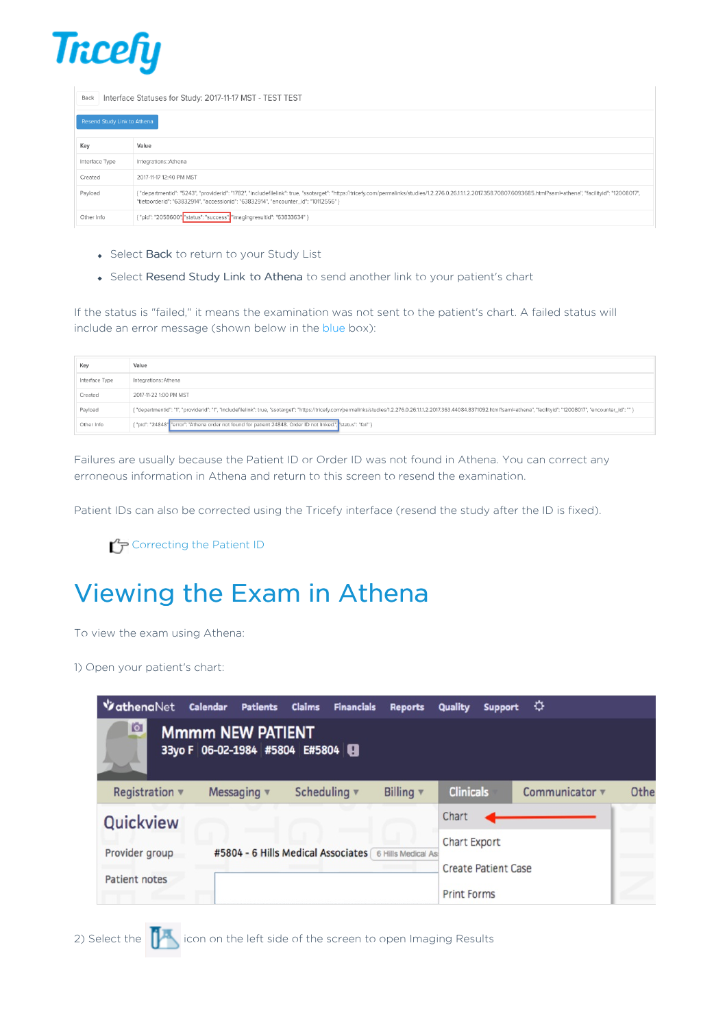Back | Interface Statuses for Study: 2017-11-17 MST - TEST TEST

Resend Study Link to Athena

| Key | Value |
|---|---|
| Interface Type | Integrations::Athena |
| Created | 2017-11-17 12:40 PM MST |
| Payload | { "departmentid": "5243", "providerid": "1782", "includefilelink": true, "ssotarget": "https://tricefy.com/permalinks/studies/1.2.276.0.26.1.1.1.2.2017.358.70807.6093685.html?saml=athena", "facilityid": "12008017", "tietoorderid": "63832914", "accessionid": "63832914", "encounter_id": "10112556" } |
| Other Info | { "pid": "2058600", "status": "success", "imagingresultid": "63833634" } |

- Select **Back** to return to your Study List
- Select **Resend Study Link to Athena** to send another link to your patient's chart

If the status is "failed," it means the examination was not sent to the patient's chart. A failed status will include an error message (shown below in the blue box):

| Key | Value |
|---|---|
| Interface Type | Integrations::Athena |
| Created | 2017-11-22 1:00 PM MST |
| Payload | { "departmentid": "1", "providerid": "1", "includefilelink": true, "ssotarget": "https://tricefy.com/permalinks/studies/1.2.276.0.26.1.1.1.2.2017.363.44084.8371092.html?saml=athena", "facilityid": "12008017", "encounter_id": "" } |
| Other Info | { "pid": "24848", "error": "Athena order not found for patient 24848. Order ID not linked.", "status": "fail" } |

Failures are usually because the Patient ID or Order ID was not found in Athena. You can correct any erroneous information in Athena and return to this screen to resend the examination.

Patient IDs can also be corrected using the Tricefy interface (resend the study after the ID is fixed).

☞ Correcting the Patient ID

# Viewing the Exam in Athena

To view the exam using Athena:

1) Open your patient's chart:

2) Select the icon on the left side of the screen to open Imaging Results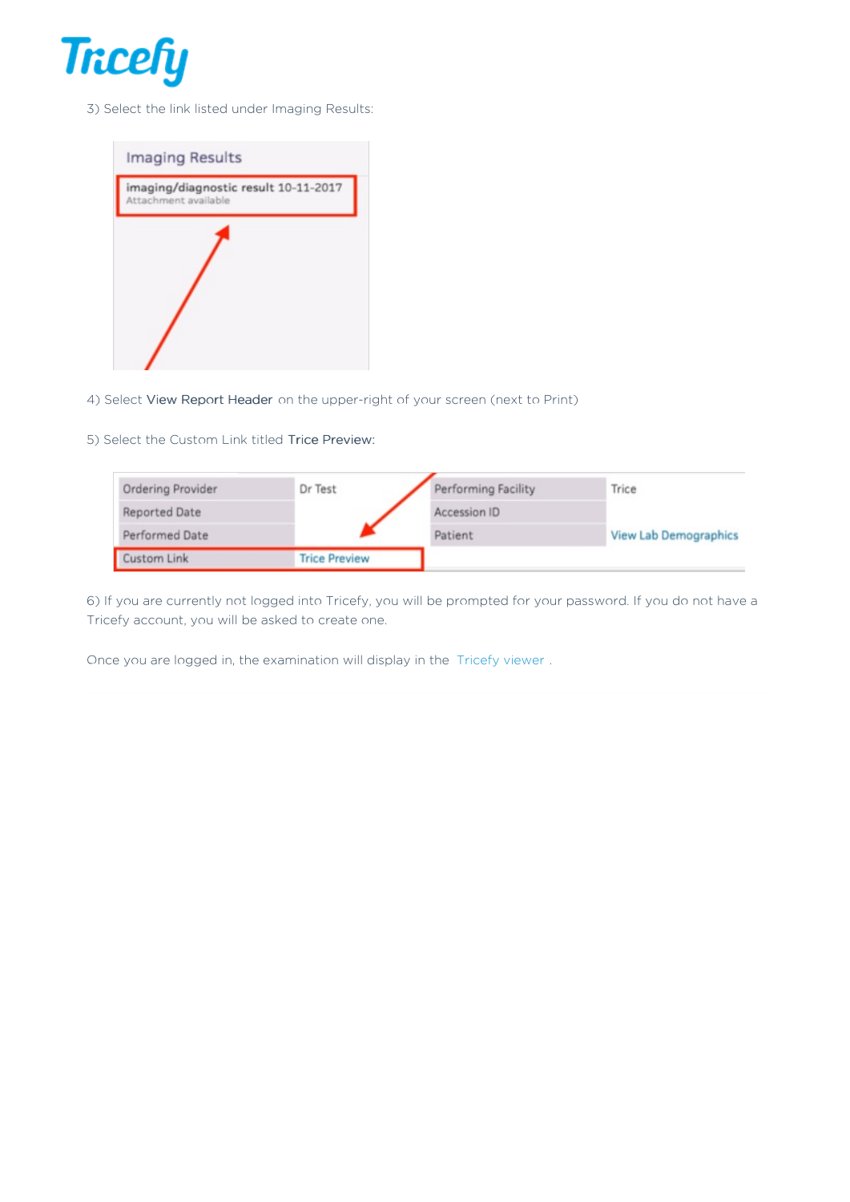3) Select the link listed under Imaging Results:

Imaging Results

imaging/diagnostic result 10-11-2017
Attachment available

4) Select **View Report Header** on the upper-right of your screen (next to Print)

5) Select the Custom Link titled **Trice Preview**:

| | | | |
|---|---|---|---|
| Ordering Provider | Dr Test | Performing Facility | Trice |
| Reported Date | | Accession ID | |
| Performed Date | | Patient | View Lab Demographics |
| Custom Link | Trice Preview | | |

6) If you are currently not logged into Tricefy, you will be prompted for your password. If you do not have a Tricefy account, you will be asked to create one.

Once you are logged in, the examination will display in the Tricefy viewer .